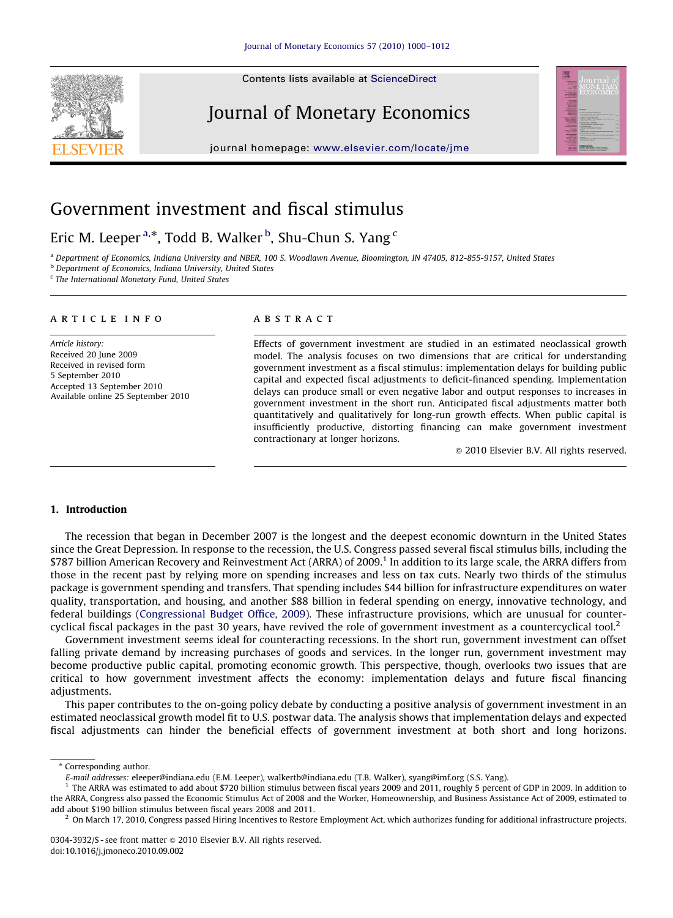Contents lists available at ScienceDirect

# Journal of Monetary Economics

journal homepage: www.elsevier.com/locate/jme

# Government investment and fiscal stimulus

Eric M. Leeper [a,*], Todd B. Walker [b], Shu-Chun S. Yang [c]

[a] Department of Economics, Indiana University and NBER, 100 S. Woodlawn Avenue, Bloomington, IN 47405, 812-855-9157, United States
[b] Department of Economics, Indiana University, United States
[c] The International Monetary Fund, United States

**ARTICLE INFO**

*Article history:*
Received 20 June 2009
Received in revised form
5 September 2010
Accepted 13 September 2010
Available online 25 September 2010

**ABSTRACT**

Effects of government investment are studied in an estimated neoclassical growth model. The analysis focuses on two dimensions that are critical for understanding government investment as a fiscal stimulus: implementation delays for building public capital and expected fiscal adjustments to deficit-financed spending. Implementation delays can produce small or even negative labor and output responses to increases in government investment in the short run. Anticipated fiscal adjustments matter both quantitatively and qualitatively for long-run growth effects. When public capital is insufficiently productive, distorting financing can make government investment contractionary at longer horizons.

© 2010 Elsevier B.V. All rights reserved.

## 1. Introduction

The recession that began in December 2007 is the longest and the deepest economic downturn in the United States since the Great Depression. In response to the recession, the U.S. Congress passed several fiscal stimulus bills, including the $787 billion American Recovery and Reinvestment Act (ARRA) of 2009.[1] In addition to its large scale, the ARRA differs from those in the recent past by relying more on spending increases and less on tax cuts. Nearly two thirds of the stimulus package is government spending and transfers. That spending includes $44 billion for infrastructure expenditures on water quality, transportation, and housing, and another $88 billion in federal spending on energy, innovative technology, and federal buildings (Congressional Budget Office, 2009). These infrastructure provisions, which are unusual for countercyclical fiscal packages in the past 30 years, have revived the role of government investment as a countercyclical tool.[2]

Government investment seems ideal for counteracting recessions. In the short run, government investment can offset falling private demand by increasing purchases of goods and services. In the longer run, government investment may become productive public capital, promoting economic growth. This perspective, though, overlooks two issues that are critical to how government investment affects the economy: implementation delays and future fiscal financing adjustments.

This paper contributes to the on-going policy debate by conducting a positive analysis of government investment in an estimated neoclassical growth model fit to U.S. postwar data. The analysis shows that implementation delays and expected fiscal adjustments can hinder the beneficial effects of government investment at both short and long horizons.

---

\* Corresponding author.
*E-mail addresses:* eleeper@indiana.edu (E.M. Leeper), walkertb@indiana.edu (T.B. Walker), syang@imf.org (S.S. Yang).

[1] The ARRA was estimated to add about $720 billion stimulus between fiscal years 2009 and 2011, roughly 5 percent of GDP in 2009. In addition to the ARRA, Congress also passed the Economic Stimulus Act of 2008 and the Worker, Homeownership, and Business Assistance Act of 2009, estimated to add about $190 billion stimulus between fiscal years 2008 and 2011.

[2] On March 17, 2010, Congress passed Hiring Incentives to Restore Employment Act, which authorizes funding for additional infrastructure projects.

0304-3932/$ - see front matter © 2010 Elsevier B.V. All rights reserved.
doi:10.1016/j.jmoneco.2010.09.002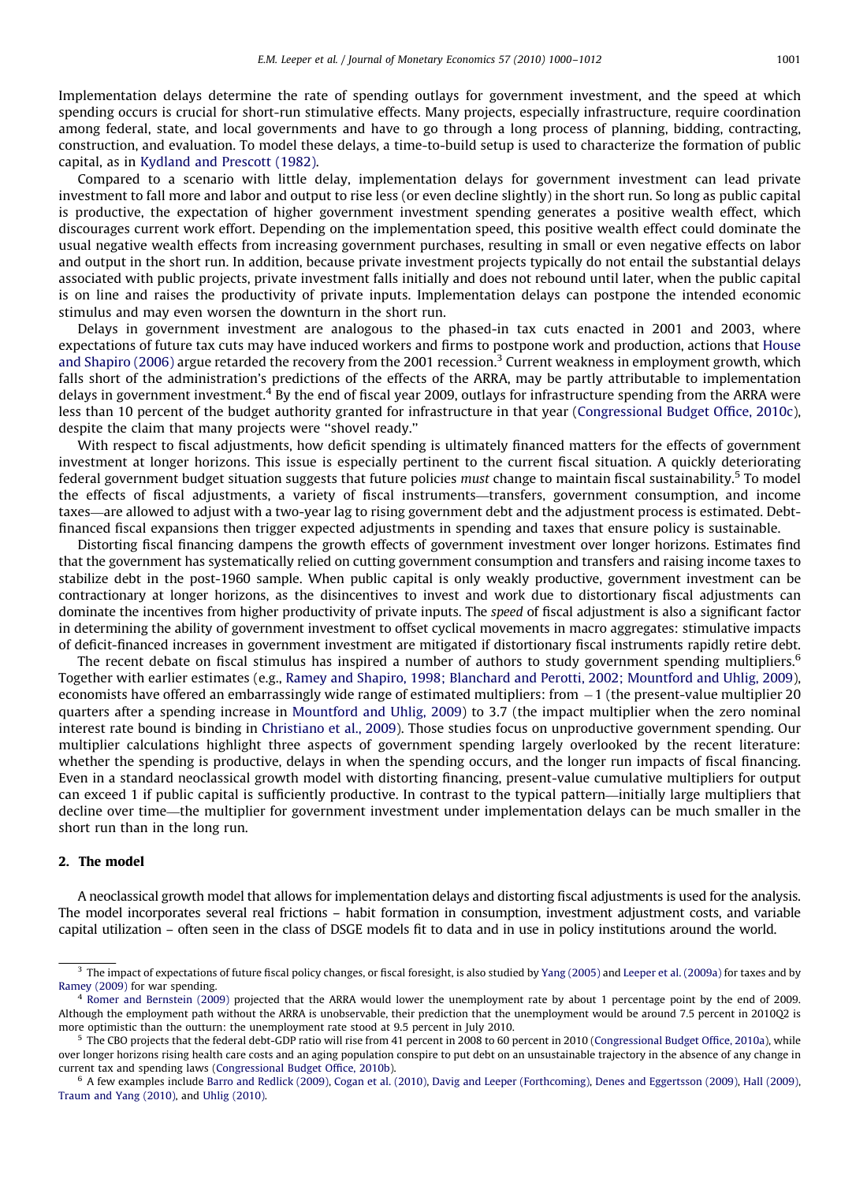Implementation delays determine the rate of spending outlays for government investment, and the speed at which spending occurs is crucial for short-run stimulative effects. Many projects, especially infrastructure, require coordination among federal, state, and local governments and have to go through a long process of planning, bidding, contracting, construction, and evaluation. To model these delays, a time-to-build setup is used to characterize the formation of public capital, as in Kydland and Prescott (1982).

Compared to a scenario with little delay, implementation delays for government investment can lead private investment to fall more and labor and output to rise less (or even decline slightly) in the short run. So long as public capital is productive, the expectation of higher government investment spending generates a positive wealth effect, which discourages current work effort. Depending on the implementation speed, this positive wealth effect could dominate the usual negative wealth effects from increasing government purchases, resulting in small or even negative effects on labor and output in the short run. In addition, because private investment projects typically do not entail the substantial delays associated with public projects, private investment falls initially and does not rebound until later, when the public capital is on line and raises the productivity of private inputs. Implementation delays can postpone the intended economic stimulus and may even worsen the downturn in the short run.

Delays in government investment are analogous to the phased-in tax cuts enacted in 2001 and 2003, where expectations of future tax cuts may have induced workers and firms to postpone work and production, actions that House and Shapiro (2006) argue retarded the recovery from the 2001 recession.[3] Current weakness in employment growth, which falls short of the administration's predictions of the effects of the ARRA, may be partly attributable to implementation delays in government investment.[4] By the end of fiscal year 2009, outlays for infrastructure spending from the ARRA were less than 10 percent of the budget authority granted for infrastructure in that year (Congressional Budget Office, 2010c), despite the claim that many projects were "shovel ready."

With respect to fiscal adjustments, how deficit spending is ultimately financed matters for the effects of government investment at longer horizons. This issue is especially pertinent to the current fiscal situation. A quickly deteriorating federal government budget situation suggests that future policies *must* change to maintain fiscal sustainability.[5] To model the effects of fiscal adjustments, a variety of fiscal instruments—transfers, government consumption, and income taxes—are allowed to adjust with a two-year lag to rising government debt and the adjustment process is estimated. Debt-financed fiscal expansions then trigger expected adjustments in spending and taxes that ensure policy is sustainable.

Distorting fiscal financing dampens the growth effects of government investment over longer horizons. Estimates find that the government has systematically relied on cutting government consumption and transfers and raising income taxes to stabilize debt in the post-1960 sample. When public capital is only weakly productive, government investment can be contractionary at longer horizons, as the disincentives to invest and work due to distortionary fiscal adjustments can dominate the incentives from higher productivity of private inputs. The *speed* of fiscal adjustment is also a significant factor in determining the ability of government investment to offset cyclical movements in macro aggregates: stimulative impacts of deficit-financed increases in government investment are mitigated if distortionary fiscal instruments rapidly retire debt.

The recent debate on fiscal stimulus has inspired a number of authors to study government spending multipliers.[6] Together with earlier estimates (e.g., Ramey and Shapiro, 1998; Blanchard and Perotti, 2002; Mountford and Uhlig, 2009), economists have offered an embarrassingly wide range of estimated multipliers: from $-1$ (the present-value multiplier 20 quarters after a spending increase in Mountford and Uhlig, 2009) to 3.7 (the impact multiplier when the zero nominal interest rate bound is binding in Christiano et al., 2009). Those studies focus on unproductive government spending. Our multiplier calculations highlight three aspects of government spending largely overlooked by the recent literature: whether the spending is productive, delays in when the spending occurs, and the longer run impacts of fiscal financing. Even in a standard neoclassical growth model with distorting financing, present-value cumulative multipliers for output can exceed 1 if public capital is sufficiently productive. In contrast to the typical pattern—initially large multipliers that decline over time—the multiplier for government investment under implementation delays can be much smaller in the short run than in the long run.

## 2. The model

A neoclassical growth model that allows for implementation delays and distorting fiscal adjustments is used for the analysis. The model incorporates several real frictions – habit formation in consumption, investment adjustment costs, and variable capital utilization – often seen in the class of DSGE models fit to data and in use in policy institutions around the world.

---

[3] The impact of expectations of future fiscal policy changes, or fiscal foresight, is also studied by Yang (2005) and Leeper et al. (2009a) for taxes and by Ramey (2009) for war spending.

[4] Romer and Bernstein (2009) projected that the ARRA would lower the unemployment rate by about 1 percentage point by the end of 2009. Although the employment path without the ARRA is unobservable, their prediction that the unemployment would be around 7.5 percent in 2010Q2 is more optimistic than the outturn: the unemployment rate stood at 9.5 percent in July 2010.

[5] The CBO projects that the federal debt-GDP ratio will rise from 41 percent in 2008 to 60 percent in 2010 (Congressional Budget Office, 2010a), while over longer horizons rising health care costs and an aging population conspire to put debt on an unsustainable trajectory in the absence of any change in current tax and spending laws (Congressional Budget Office, 2010b).

[6] A few examples include Barro and Redlick (2009), Cogan et al. (2010), Davig and Leeper (Forthcoming), Denes and Eggertsson (2009), Hall (2009), Traum and Yang (2010), and Uhlig (2010).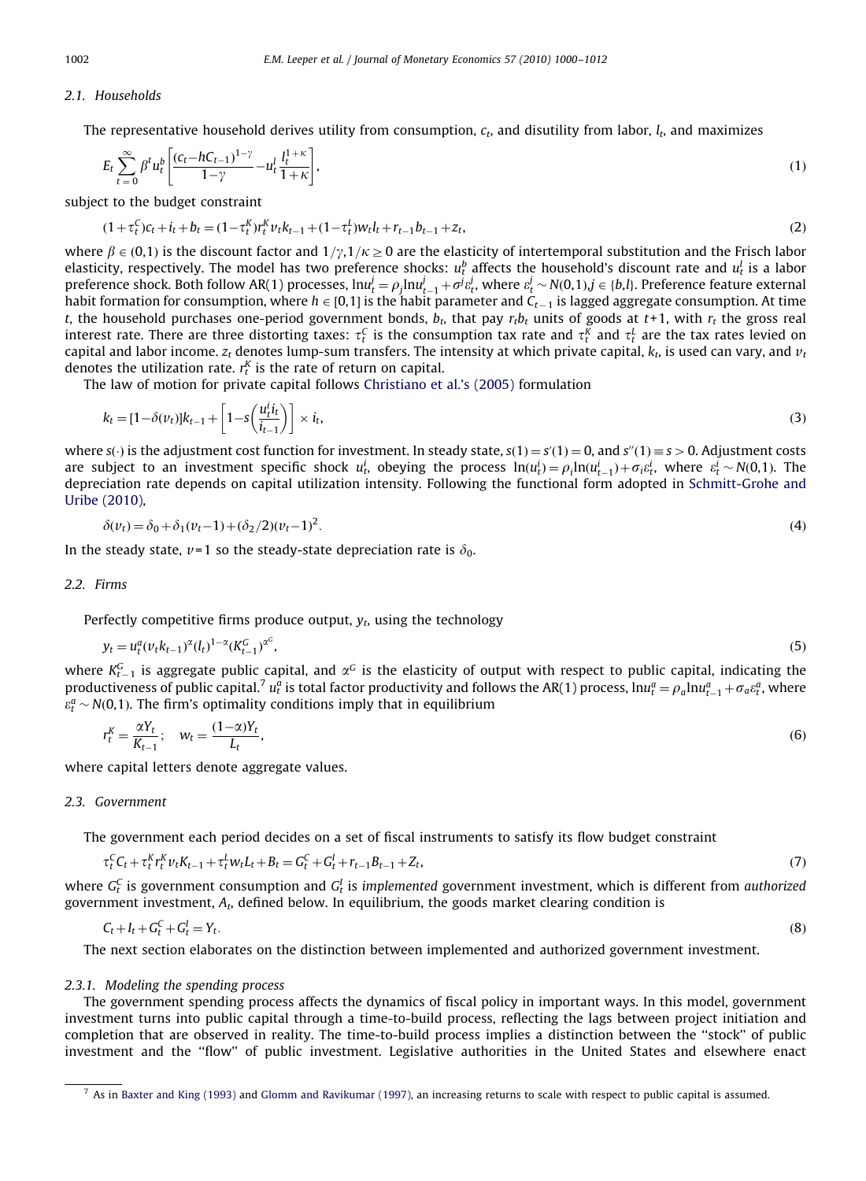### 2.1. Households

The representative household derives utility from consumption, $c_t$, and disutility from labor, $l_t$, and maximizes

$$E_t \sum_{t=0}^{\infty} \beta^t u_t^b \left[ \frac{(c_t - hC_{t-1})^{1-\gamma}}{1-\gamma} - u_t^l \frac{l_t^{1+\kappa}}{1+\kappa} \right], \tag{1}$$

subject to the budget constraint

$$(1+\tau_t^C)c_t + i_t + b_t = (1-\tau_t^K) r_t^K \nu_t k_{t-1} + (1-\tau_t^L) w_t l_t + r_{t-1} b_{t-1} + z_t, \tag{2}$$

where $\beta \in (0,1)$ is the discount factor and $1/\gamma, 1/\kappa \geq 0$ are the elasticity of intertemporal substitution and the Frisch labor elasticity, respectively. The model has two preference shocks: $u_t^b$ affects the household's discount rate and $u_t^l$ is a labor preference shock. Both follow AR(1) processes, $\ln u_t^j = \rho_j \ln u_{t-1}^j + \sigma^j \varepsilon_t^j$, where $\varepsilon_t^j \sim N(0,1), j \in \{b,l\}$. Preference feature external habit formation for consumption, where $h \in [0,1]$ is the habit parameter and $C_{t-1}$ is lagged aggregate consumption. At time $t$, the household purchases one-period government bonds, $b_t$, that pay $r_t b_t$ units of goods at $t+1$, with $r_t$ the gross real interest rate. There are three distorting taxes: $\tau_t^C$ is the consumption tax rate and $\tau_t^K$ and $\tau_t^L$ are the tax rates levied on capital and labor income. $z_t$ denotes lump-sum transfers. The intensity at which private capital, $k_t$, is used can vary, and $\nu_t$ denotes the utilization rate. $r_t^K$ is the rate of return on capital.

The law of motion for private capital follows Christiano et al.'s (2005) formulation

$$k_t = [1-\delta(\nu_t)]k_{t-1} + \left[1 - s\left(\frac{u_t^i i_t}{i_{t-1}}\right)\right] \times i_t, \tag{3}$$

where $s(\cdot)$ is the adjustment cost function for investment. In steady state, $s(1) = s'(1) = 0$, and $s''(1) \equiv s > 0$. Adjustment costs are subject to an investment specific shock $u_t^i$, obeying the process $\ln(u_t^i) = \rho_i \ln(u_{t-1}^i) + \sigma_i \varepsilon_t^i$, where $\varepsilon_t^i \sim N(0,1)$. The depreciation rate depends on capital utilization intensity. Following the functional form adopted in Schmitt-Grohe and Uribe (2010),

$$\delta(\nu_t) = \delta_0 + \delta_1(\nu_t - 1) + (\delta_2/2)(\nu_t - 1)^2. \tag{4}$$

In the steady state, $\nu = 1$ so the steady-state depreciation rate is $\delta_0$.

### 2.2. Firms

Perfectly competitive firms produce output, $y_t$, using the technology

$$y_t = u_t^a (\nu_t k_{t-1})^{\alpha} (l_t)^{1-\alpha} (K_{t-1}^G)^{\alpha^G}, \tag{5}$$

where $K_{t-1}^G$ is aggregate public capital, and $\alpha^G$ is the elasticity of output with respect to public capital, indicating the productiveness of public capital.[7] $u_t^a$ is total factor productivity and follows the AR(1) process, $\ln u_t^a = \rho_a \ln u_{t-1}^a + \sigma_a \varepsilon_t^a$, where $\varepsilon_t^a \sim N(0,1)$. The firm's optimality conditions imply that in equilibrium

$$r_t^K = \frac{\alpha Y_t}{K_{t-1}}; \quad w_t = \frac{(1-\alpha)Y_t}{L_t}, \tag{6}$$

where capital letters denote aggregate values.

### 2.3. Government

The government each period decides on a set of fiscal instruments to satisfy its flow budget constraint

$$\tau_t^C C_t + \tau_t^K r_t^K \nu_t K_{t-1} + \tau_t^L w_t L_t + B_t = G_t^C + G_t^I + r_{t-1} B_{t-1} + Z_t, \tag{7}$$

where $G_t^C$ is government consumption and $G_t^I$ is *implemented* government investment, which is different from *authorized* government investment, $A_t$, defined below. In equilibrium, the goods market clearing condition is

$$C_t + I_t + G_t^C + G_t^I = Y_t. \tag{8}$$

The next section elaborates on the distinction between implemented and authorized government investment.

#### 2.3.1. Modeling the spending process

The government spending process affects the dynamics of fiscal policy in important ways. In this model, government investment turns into public capital through a time-to-build process, reflecting the lags between project initiation and completion that are observed in reality. The time-to-build process implies a distinction between the "stock" of public investment and the "flow" of public investment. Legislative authorities in the United States and elsewhere enact

---

[7] As in Baxter and King (1993) and Glomm and Ravikumar (1997), an increasing returns to scale with respect to public capital is assumed.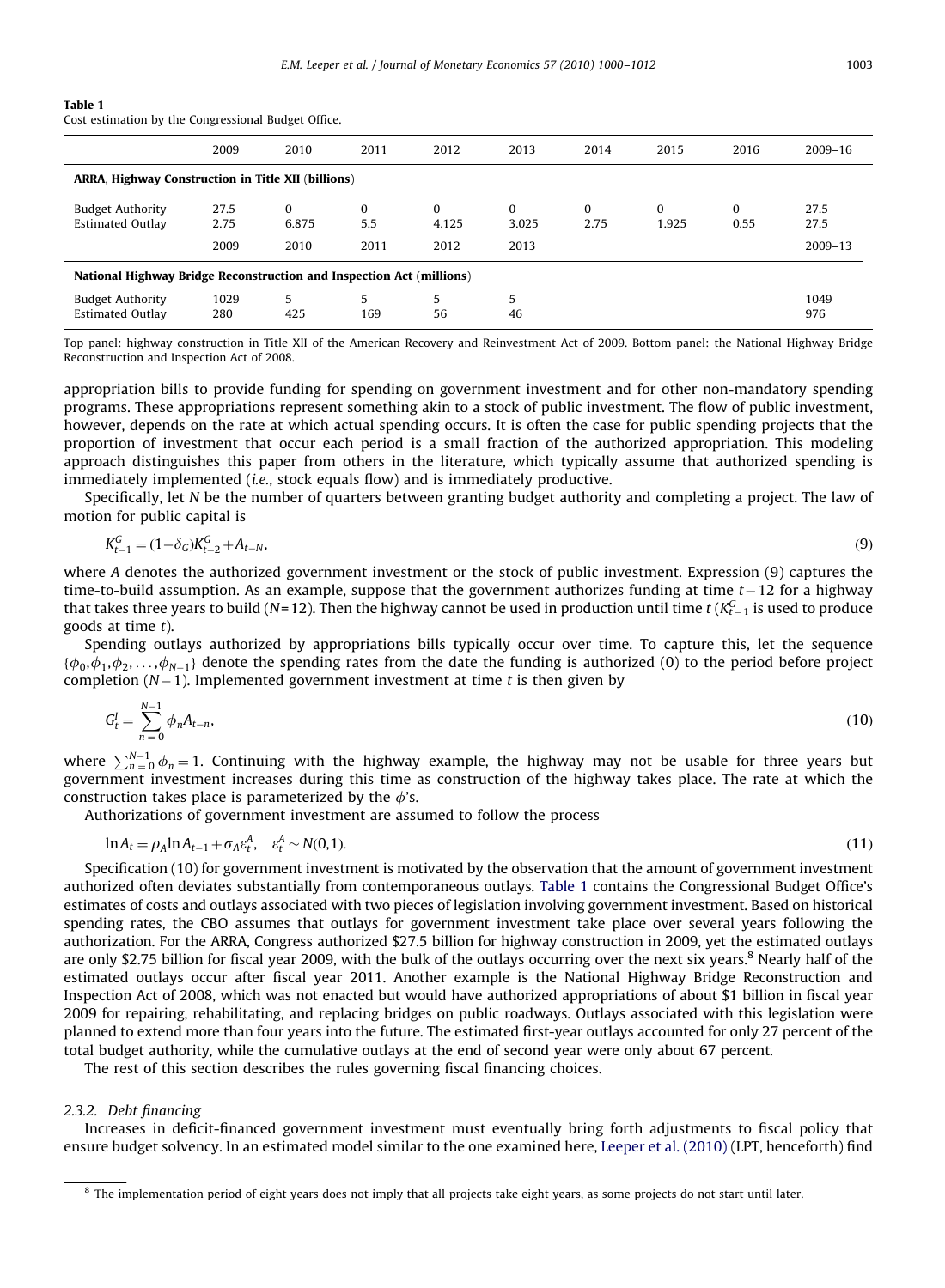**Table 1**
Cost estimation by the Congressional Budget Office.

| | 2009 | 2010 | 2011 | 2012 | 2013 | 2014 | 2015 | 2016 | 2009–16 |
|---|---|---|---|---|---|---|---|---|---|
| **ARRA, Highway Construction in Title XII (billions)** | | | | | | | | | |
| Budget Authority | 27.5 | 0 | 0 | 0 | 0 | 0 | 0 | 0 | 27.5 |
| Estimated Outlay | 2.75 | 6.875 | 5.5 | 4.125 | 3.025 | 2.75 | 1.925 | 0.55 | 27.5 |
| | 2009 | 2010 | 2011 | 2012 | 2013 | | | | 2009–13 |
| **National Highway Bridge Reconstruction and Inspection Act (millions)** | | | | | | | | | |
| Budget Authority | 1029 | 5 | 5 | 5 | 5 | | | | 1049 |
| Estimated Outlay | 280 | 425 | 169 | 56 | 46 | | | | 976 |

Top panel: highway construction in Title XII of the American Recovery and Reinvestment Act of 2009. Bottom panel: the National Highway Bridge Reconstruction and Inspection Act of 2008.

appropriation bills to provide funding for spending on government investment and for other non-mandatory spending programs. These appropriations represent something akin to a stock of public investment. The flow of public investment, however, depends on the rate at which actual spending occurs. It is often the case for public spending projects that the proportion of investment that occur each period is a small fraction of the authorized appropriation. This modeling approach distinguishes this paper from others in the literature, which typically assume that authorized spending is immediately implemented (*i.e.*, stock equals flow) and is immediately productive.

Specifically, let $N$ be the number of quarters between granting budget authority and completing a project. The law of motion for public capital is

$$K_{t-1}^{G} = (1-\delta_G)K_{t-2}^{G} + A_{t-N}, \tag{9}$$

where $A$ denotes the authorized government investment or the stock of public investment. Expression (9) captures the time-to-build assumption. As an example, suppose that the government authorizes funding at time $t-12$ for a highway that takes three years to build ($N$=12). Then the highway cannot be used in production until time $t$ ($K_{t-1}^{G}$ is used to produce goods at time $t$).

Spending outlays authorized by appropriations bills typically occur over time. To capture this, let the sequence $\{\phi_0, \phi_1, \phi_2, \ldots, \phi_{N-1}\}$ denote the spending rates from the date the funding is authorized (0) to the period before project completion ($N-1$). Implemented government investment at time $t$ is then given by

$$G_t^I = \sum_{n=0}^{N-1} \phi_n A_{t-n}, \tag{10}$$

where $\sum_{n=0}^{N-1} \phi_n = 1$. Continuing with the highway example, the highway may not be usable for three years but government investment increases during this time as construction of the highway takes place. The rate at which the construction takes place is parameterized by the $\phi$'s.

Authorizations of government investment are assumed to follow the process

$$\ln A_t = \rho_A \ln A_{t-1} + \sigma_A \varepsilon_t^A, \quad \varepsilon_t^A \sim N(0,1). \tag{11}$$

Specification (10) for government investment is motivated by the observation that the amount of government investment authorized often deviates substantially from contemporaneous outlays. Table 1 contains the Congressional Budget Office's estimates of costs and outlays associated with two pieces of legislation involving government investment. Based on historical spending rates, the CBO assumes that outlays for government investment take place over several years following the authorization. For the ARRA, Congress authorized \$27.5 billion for highway construction in 2009, yet the estimated outlays are only \$2.75 billion for fiscal year 2009, with the bulk of the outlays occurring over the next six years.[8] Nearly half of the estimated outlays occur after fiscal year 2011. Another example is the National Highway Bridge Reconstruction and Inspection Act of 2008, which was not enacted but would have authorized appropriations of about \$1 billion in fiscal year 2009 for repairing, rehabilitating, and replacing bridges on public roadways. Outlays associated with this legislation were planned to extend more than four years into the future. The estimated first-year outlays accounted for only 27 percent of the total budget authority, while the cumulative outlays at the end of second year were only about 67 percent.

The rest of this section describes the rules governing fiscal financing choices.

### 2.3.2. Debt financing

Increases in deficit-financed government investment must eventually bring forth adjustments to fiscal policy that ensure budget solvency. In an estimated model similar to the one examined here, Leeper et al. (2010) (LPT, henceforth) find

[8] The implementation period of eight years does not imply that all projects take eight years, as some projects do not start until later.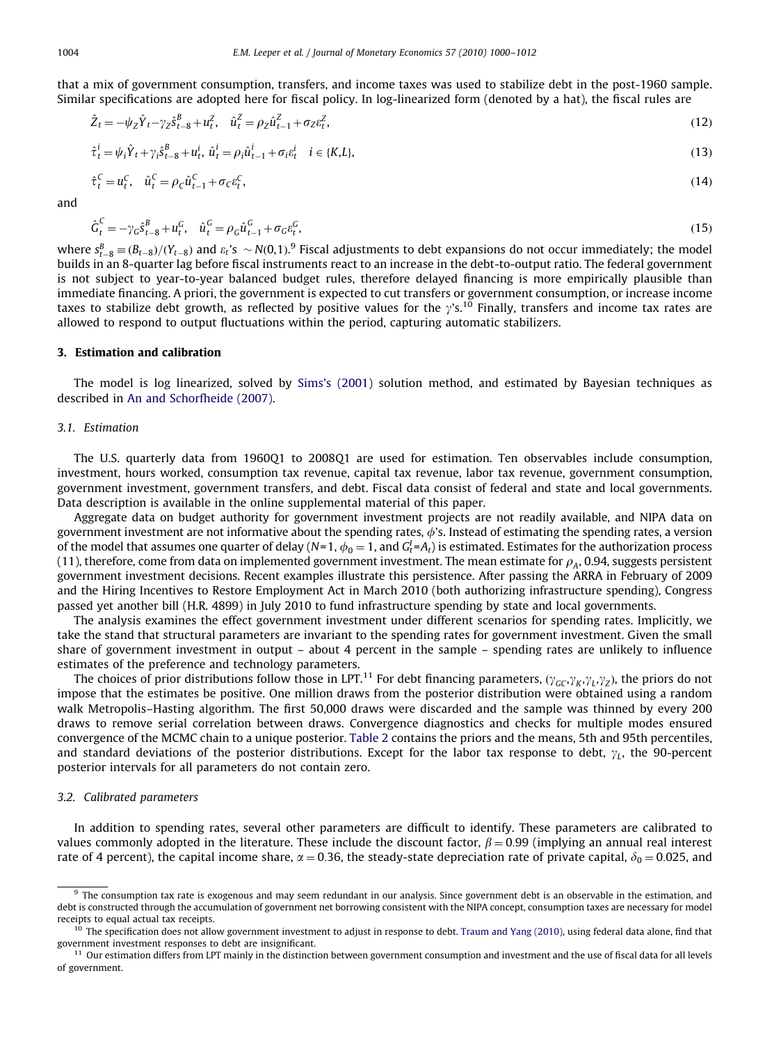that a mix of government consumption, transfers, and income taxes was used to stabilize debt in the post-1960 sample. Similar specifications are adopted here for fiscal policy. In log-linearized form (denoted by a hat), the fiscal rules are

$$\hat{Z}_t = -\psi_Z \hat{Y}_t - \gamma_Z \hat{s}^B_{t-8} + u^Z_t, \quad \hat{u}^Z_t = \rho_Z \hat{u}^Z_{t-1} + \sigma_Z \varepsilon^Z_t, \tag{12}$$

$$\hat{\tau}^i_t = \psi_i \hat{Y}_t + \gamma_i \hat{s}^B_{t-8} + u^i_t, \; \hat{u}^i_t = \rho_i \hat{u}^i_{t-1} + \sigma_i \varepsilon^i_t \quad i \in \{K, L\}, \tag{13}$$

$$\hat{\tau}^C_t = u^C_t, \quad \hat{u}^C_t = \rho_C \hat{u}^C_{t-1} + \sigma_C \varepsilon^C_t, \tag{14}$$

and

$$\hat{G}^C_t = -\gamma_G \hat{s}^B_{t-8} + u^G_t, \quad \hat{u}^G_t = \rho_G \hat{u}^G_{t-1} + \sigma_G \varepsilon^G_t, \tag{15}$$

where $s^B_{t-8} \equiv (B_{t-8})/(Y_{t-8})$ and $\varepsilon_t$'s $\sim N(0,1)$.[9] Fiscal adjustments to debt expansions do not occur immediately; the model builds in an 8-quarter lag before fiscal instruments react to an increase in the debt-to-output ratio. The federal government is not subject to year-to-year balanced budget rules, therefore delayed financing is more empirically plausible than immediate financing. A priori, the government is expected to cut transfers or government consumption, or increase income taxes to stabilize debt growth, as reflected by positive values for the $\gamma$'s.[10] Finally, transfers and income tax rates are allowed to respond to output fluctuations within the period, capturing automatic stabilizers.

## 3. Estimation and calibration

The model is log linearized, solved by Sims's (2001) solution method, and estimated by Bayesian techniques as described in An and Schorfheide (2007).

### 3.1. Estimation

The U.S. quarterly data from 1960Q1 to 2008Q1 are used for estimation. Ten observables include consumption, investment, hours worked, consumption tax revenue, capital tax revenue, labor tax revenue, government consumption, government investment, government transfers, and debt. Fiscal data consist of federal and state and local governments. Data description is available in the online supplemental material of this paper.

Aggregate data on budget authority for government investment projects are not readily available, and NIPA data on government investment are not informative about the spending rates, $\phi$'s. Instead of estimating the spending rates, a version of the model that assumes one quarter of delay ($N=1$, $\phi_0 = 1$, and $G^I_t = A_t$) is estimated. Estimates for the authorization process (11), therefore, come from data on implemented government investment. The mean estimate for $\rho_A$, 0.94, suggests persistent government investment decisions. Recent examples illustrate this persistence. After passing the ARRA in February of 2009 and the Hiring Incentives to Restore Employment Act in March 2010 (both authorizing infrastructure spending), Congress passed yet another bill (H.R. 4899) in July 2010 to fund infrastructure spending by state and local governments.

The analysis examines the effect government investment under different scenarios for spending rates. Implicitly, we take the stand that structural parameters are invariant to the spending rates for government investment. Given the small share of government investment in output – about 4 percent in the sample – spending rates are unlikely to influence estimates of the preference and technology parameters.

The choices of prior distributions follow those in LPT.[11] For debt financing parameters, $(\gamma_{GC}, \gamma_K, \gamma_L, \gamma_Z)$, the priors do not impose that the estimates be positive. One million draws from the posterior distribution were obtained using a random walk Metropolis–Hasting algorithm. The first 50,000 draws were discarded and the sample was thinned by every 200 draws to remove serial correlation between draws. Convergence diagnostics and checks for multiple modes ensured convergence of the MCMC chain to a unique posterior. Table 2 contains the priors and the means, 5th and 95th percentiles, and standard deviations of the posterior distributions. Except for the labor tax response to debt, $\gamma_L$, the 90-percent posterior intervals for all parameters do not contain zero.

### 3.2. Calibrated parameters

In addition to spending rates, several other parameters are difficult to identify. These parameters are calibrated to values commonly adopted in the literature. These include the discount factor, $\beta = 0.99$ (implying an annual real interest rate of 4 percent), the capital income share, $\alpha = 0.36$, the steady-state depreciation rate of private capital, $\delta_0 = 0.025$, and

---

[9] The consumption tax rate is exogenous and may seem redundant in our analysis. Since government debt is an observable in the estimation, and debt is constructed through the accumulation of government net borrowing consistent with the NIPA concept, consumption taxes are necessary for model receipts to equal actual tax receipts.

[10] The specification does not allow government investment to adjust in response to debt. Traum and Yang (2010), using federal data alone, find that government investment responses to debt are insignificant.

[11] Our estimation differs from LPT mainly in the distinction between government consumption and investment and the use of fiscal data for all levels of government.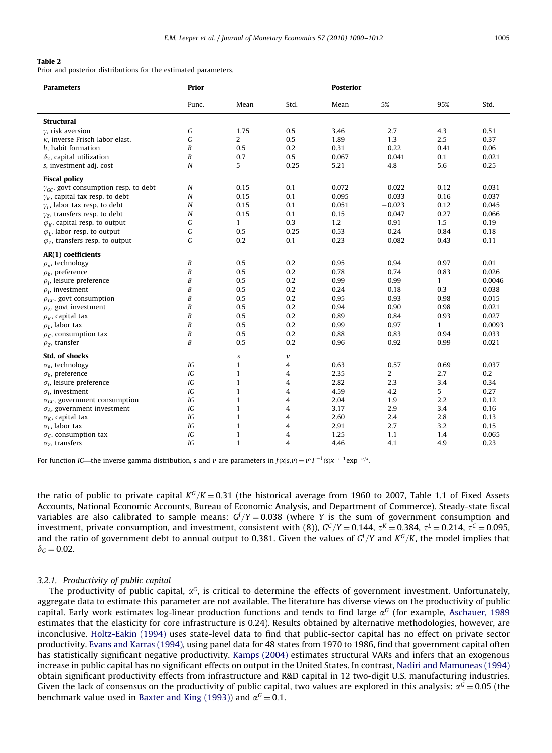**Table 2**
Prior and posterior distributions for the estimated parameters.

| Parameters | Prior | | | Posterior | | | |
|---|---|---|---|---|---|---|---|
| | Func. | Mean | Std. | Mean | 5% | 95% | Std. |
| **Structural** | | | | | | | |
| $\gamma$, risk aversion | $G$ | 1.75 | 0.5 | 3.46 | 2.7 | 4.3 | 0.51 |
| $\kappa$, inverse Frisch labor elast. | $G$ | 2 | 0.5 | 1.89 | 1.3 | 2.5 | 0.37 |
| $h$, habit formation | $B$ | 0.5 | 0.2 | 0.31 | 0.22 | 0.41 | 0.06 |
| $\delta_2$, capital utilization | $B$ | 0.7 | 0.5 | 0.067 | 0.041 | 0.1 | 0.021 |
| $s$, investment adj. cost | $N$ | 5 | 0.25 | 5.21 | 4.8 | 5.6 | 0.25 |
| **Fiscal policy** | | | | | | | |
| $\gamma_{GC}$, govt consumption resp. to debt | $N$ | 0.15 | 0.1 | 0.072 | 0.022 | 0.12 | 0.031 |
| $\gamma_K$, capital tax resp. to debt | $N$ | 0.15 | 0.1 | 0.095 | 0.033 | 0.16 | 0.037 |
| $\gamma_L$, labor tax resp. to debt | $N$ | 0.15 | 0.1 | 0.051 | −0.023 | 0.12 | 0.045 |
| $\gamma_Z$, transfers resp. to debt | $N$ | 0.15 | 0.1 | 0.15 | 0.047 | 0.27 | 0.066 |
| $\varphi_K$, capital resp. to output | $G$ | 1 | 0.3 | 1.2 | 0.91 | 1.5 | 0.19 |
| $\varphi_L$, labor resp. to output | $G$ | 0.5 | 0.25 | 0.53 | 0.24 | 0.84 | 0.18 |
| $\varphi_Z$, transfers resp. to output | $G$ | 0.2 | 0.1 | 0.23 | 0.082 | 0.43 | 0.11 |
| **AR(1) coefficients** | | | | | | | |
| $\rho_a$, technology | $B$ | 0.5 | 0.2 | 0.95 | 0.94 | 0.97 | 0.01 |
| $\rho_b$, preference | $B$ | 0.5 | 0.2 | 0.78 | 0.74 | 0.83 | 0.026 |
| $\rho_l$, leisure preference | $B$ | 0.5 | 0.2 | 0.99 | 0.99 | 1 | 0.0046 |
| $\rho_i$, investment | $B$ | 0.5 | 0.2 | 0.24 | 0.18 | 0.3 | 0.038 |
| $\rho_{GC}$, govt consumption | $B$ | 0.5 | 0.2 | 0.95 | 0.93 | 0.98 | 0.015 |
| $\rho_A$, govt investment | $B$ | 0.5 | 0.2 | 0.94 | 0.90 | 0.98 | 0.021 |
| $\rho_K$, capital tax | $B$ | 0.5 | 0.2 | 0.89 | 0.84 | 0.93 | 0.027 |
| $\rho_L$, labor tax | $B$ | 0.5 | 0.2 | 0.99 | 0.97 | 1 | 0.0093 |
| $\rho_C$, consumption tax | $B$ | 0.5 | 0.2 | 0.88 | 0.83 | 0.94 | 0.033 |
| $\rho_Z$, transfer | $B$ | 0.5 | 0.2 | 0.96 | 0.92 | 0.99 | 0.021 |
| **Std. of shocks** | | $s$ | $\nu$ | | | | |
| $\sigma_a$, technology | $IG$ | 1 | 4 | 0.63 | 0.57 | 0.69 | 0.037 |
| $\sigma_b$, preference | $IG$ | 1 | 4 | 2.35 | 2 | 2.7 | 0.2 |
| $\sigma_l$, leisure preference | $IG$ | 1 | 4 | 2.82 | 2.3 | 3.4 | 0.34 |
| $\sigma_i$, investment | $IG$ | 1 | 4 | 4.59 | 4.2 | 5 | 0.27 |
| $\sigma_{GC}$, government consumption | $IG$ | 1 | 4 | 2.04 | 1.9 | 2.2 | 0.12 |
| $\sigma_A$, government investment | $IG$ | 1 | 4 | 3.17 | 2.9 | 3.4 | 0.16 |
| $\sigma_K$, capital tax | $IG$ | 1 | 4 | 2.60 | 2.4 | 2.8 | 0.13 |
| $\sigma_L$, labor tax | $IG$ | 1 | 4 | 2.91 | 2.7 | 3.2 | 0.15 |
| $\sigma_C$, consumption tax | $IG$ | 1 | 4 | 1.25 | 1.1 | 1.4 | 0.065 |
| $\sigma_Z$, transfers | $IG$ | 1 | 4 | 4.46 | 4.1 | 4.9 | 0.23 |

For function *IG*—the inverse gamma distribution, $s$ and $\nu$ are parameters in $f(x|s,\nu) = \nu^s \Gamma^{-1}(s) x^{-s-1} \exp^{-\nu/x}$.

the ratio of public to private capital $K^G/K = 0.31$ (the historical average from 1960 to 2007, Table 1.1 of Fixed Assets Accounts, National Economic Accounts, Bureau of Economic Analysis, and Department of Commerce). Steady-state fiscal variables are also calibrated to sample means: $G^I/Y = 0.038$ (where $Y$ is the sum of government consumption and investment, private consumption, and investment, consistent with (8)), $G^C/Y = 0.144$, $\tau^K = 0.384$, $\tau^L = 0.214$, $\tau^C = 0.095$, and the ratio of government debt to annual output to 0.381. Given the values of $G^I/Y$ and $K^G/K$, the model implies that $\delta_G = 0.02$.

### 3.2.1. Productivity of public capital

The productivity of public capital, $\alpha^G$, is critical to determine the effects of government investment. Unfortunately, aggregate data to estimate this parameter are not available. The literature has diverse views on the productivity of public capital. Early work estimates log-linear production functions and tends to find large $\alpha^G$ (for example, Aschauer, 1989 estimates that the elasticity for core infrastructure is 0.24). Results obtained by alternative methodologies, however, are inconclusive. Holtz-Eakin (1994) uses state-level data to find that public-sector capital has no effect on private sector productivity. Evans and Karras (1994), using panel data for 48 states from 1970 to 1986, find that government capital often has statistically significant negative productivity. Kamps (2004) estimates structural VARs and infers that an exogenous increase in public capital has no significant effects on output in the United States. In contrast, Nadiri and Mamuneas (1994) obtain significant productivity effects from infrastructure and R&D capital in 12 two-digit U.S. manufacturing industries. Given the lack of consensus on the productivity of public capital, two values are explored in this analysis: $\alpha^G = 0.05$ (the benchmark value used in Baxter and King (1993)) and $\alpha^G = 0.1$.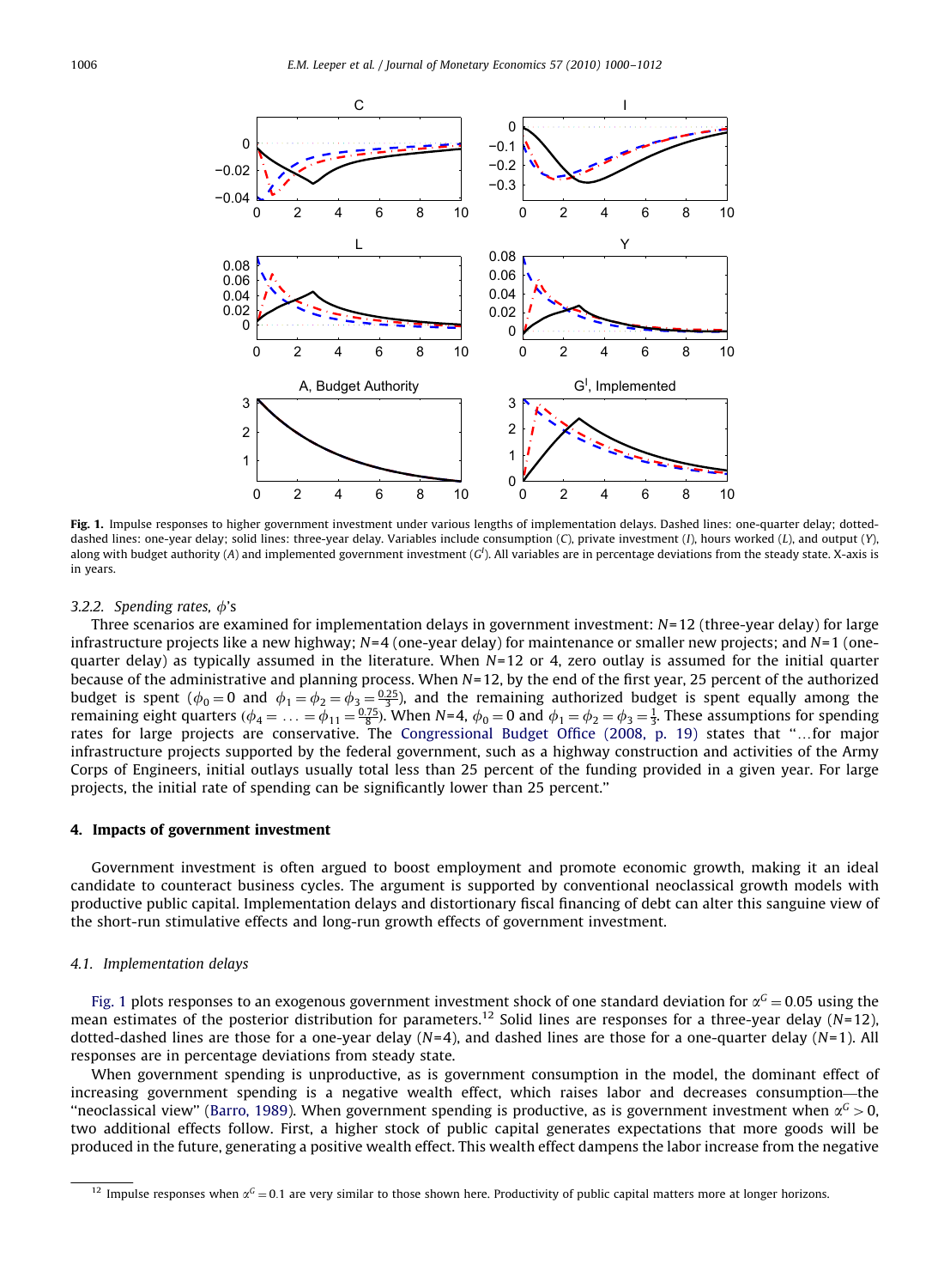**Fig. 1.** Impulse responses to higher government investment under various lengths of implementation delays. Dashed lines: one-quarter delay; dotted-dashed lines: one-year delay; solid lines: three-year delay. Variables include consumption ($C$), private investment ($I$), hours worked ($L$), and output ($Y$), along with budget authority ($A$) and implemented government investment ($G^I$). All variables are in percentage deviations from the steady state. X-axis is in years.

#### 3.2.2. Spending rates, $\phi$'s

Three scenarios are examined for implementation delays in government investment: $N=12$ (three-year delay) for large infrastructure projects like a new highway; $N=4$ (one-year delay) for maintenance or smaller new projects; and $N=1$ (one-quarter delay) as typically assumed in the literature. When $N=12$ or 4, zero outlay is assumed for the initial quarter because of the administrative and planning process. When $N=12$, by the end of the first year, 25 percent of the authorized budget is spent ($\phi_0=0$ and $\phi_1=\phi_2=\phi_3=\frac{0.25}{3}$), and the remaining authorized budget is spent equally among the remaining eight quarters ($\phi_4=\ldots=\phi_{11}=\frac{0.75}{8}$). When $N=4$, $\phi_0=0$ and $\phi_1=\phi_2=\phi_3=\frac{1}{3}$. These assumptions for spending rates for large projects are conservative. The Congressional Budget Office (2008, p. 19) states that "…for major infrastructure projects supported by the federal government, such as a highway construction and activities of the Army Corps of Engineers, initial outlays usually total less than 25 percent of the funding provided in a given year. For large projects, the initial rate of spending can be significantly lower than 25 percent."

## 4. Impacts of government investment

Government investment is often argued to boost employment and promote economic growth, making it an ideal candidate to counteract business cycles. The argument is supported by conventional neoclassical growth models with productive public capital. Implementation delays and distortionary fiscal financing of debt can alter this sanguine view of the short-run stimulative effects and long-run growth effects of government investment.

### 4.1. Implementation delays

Fig. 1 plots responses to an exogenous government investment shock of one standard deviation for $\alpha^G=0.05$ using the mean estimates of the posterior distribution for parameters.[12] Solid lines are responses for a three-year delay ($N=12$), dotted-dashed lines are those for a one-year delay ($N=4$), and dashed lines are those for a one-quarter delay ($N=1$). All responses are in percentage deviations from steady state.

When government spending is unproductive, as is government consumption in the model, the dominant effect of increasing government spending is a negative wealth effect, which raises labor and decreases consumption—the "neoclassical view" (Barro, 1989). When government spending is productive, as is government investment when $\alpha^G>0$, two additional effects follow. First, a higher stock of public capital generates expectations that more goods will be produced in the future, generating a positive wealth effect. This wealth effect dampens the labor increase from the negative

[12] Impulse responses when $\alpha^G=0.1$ are very similar to those shown here. Productivity of public capital matters more at longer horizons.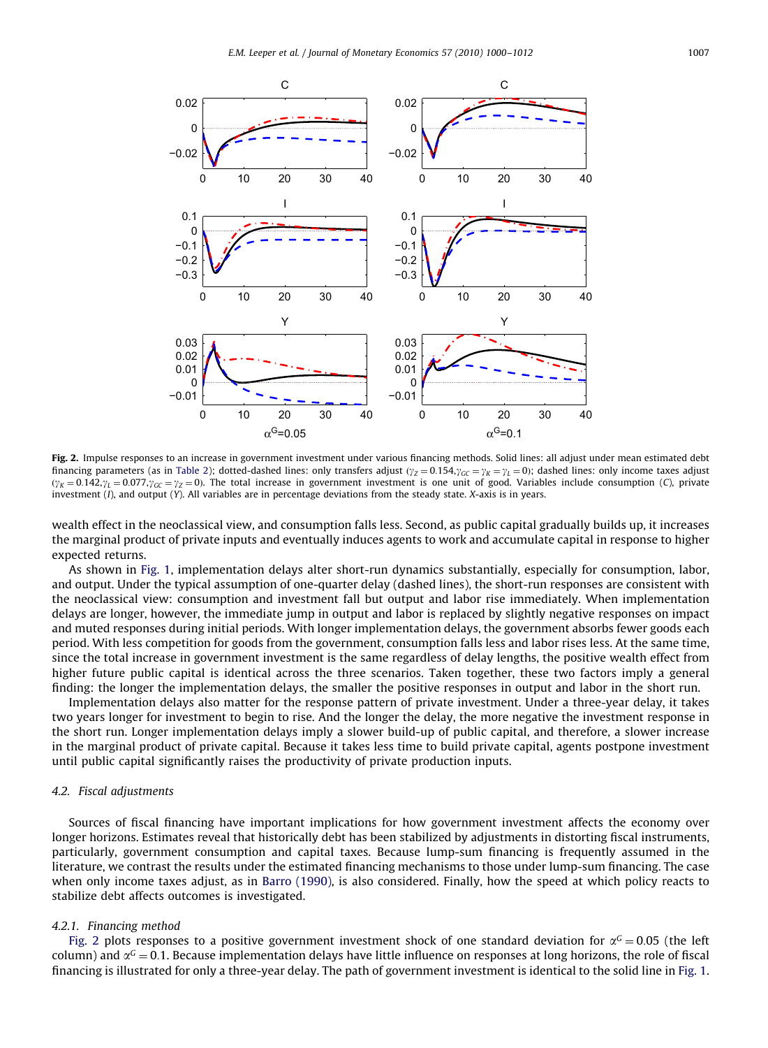**Fig. 2.** Impulse responses to an increase in government investment under various financing methods. Solid lines: all adjust under mean estimated debt financing parameters (as in Table 2); dotted-dashed lines: only transfers adjust ($\gamma_Z = 0.154, \gamma_{GC} = \gamma_K = \gamma_L = 0$); dashed lines: only income taxes adjust ($\gamma_K = 0.142, \gamma_L = 0.077, \gamma_{GC} = \gamma_Z = 0$). The total increase in government investment is one unit of good. Variables include consumption ($C$), private investment ($I$), and output ($Y$). All variables are in percentage deviations from the steady state. $X$-axis is in years.

wealth effect in the neoclassical view, and consumption falls less. Second, as public capital gradually builds up, it increases the marginal product of private inputs and eventually induces agents to work and accumulate capital in response to higher expected returns.

As shown in Fig. 1, implementation delays alter short-run dynamics substantially, especially for consumption, labor, and output. Under the typical assumption of one-quarter delay (dashed lines), the short-run responses are consistent with the neoclassical view: consumption and investment fall but output and labor rise immediately. When implementation delays are longer, however, the immediate jump in output and labor is replaced by slightly negative responses on impact and muted responses during initial periods. With longer implementation delays, the government absorbs fewer goods each period. With less competition for goods from the government, consumption falls less and labor rises less. At the same time, since the total increase in government investment is the same regardless of delay lengths, the positive wealth effect from higher future public capital is identical across the three scenarios. Taken together, these two factors imply a general finding: the longer the implementation delays, the smaller the positive responses in output and labor in the short run.

Implementation delays also matter for the response pattern of private investment. Under a three-year delay, it takes two years longer for investment to begin to rise. And the longer the delay, the more negative the investment response in the short run. Longer implementation delays imply a slower build-up of public capital, and therefore, a slower increase in the marginal product of private capital. Because it takes less time to build private capital, agents postpone investment until public capital significantly raises the productivity of private production inputs.

### 4.2. Fiscal adjustments

Sources of fiscal financing have important implications for how government investment affects the economy over longer horizons. Estimates reveal that historically debt has been stabilized by adjustments in distorting fiscal instruments, particularly, government consumption and capital taxes. Because lump-sum financing is frequently assumed in the literature, we contrast the results under the estimated financing mechanisms to those under lump-sum financing. The case when only income taxes adjust, as in Barro (1990), is also considered. Finally, how the speed at which policy reacts to stabilize debt affects outcomes is investigated.

#### 4.2.1. Financing method

Fig. 2 plots responses to a positive government investment shock of one standard deviation for $\alpha^G = 0.05$ (the left column) and $\alpha^G = 0.1$. Because implementation delays have little influence on responses at long horizons, the role of fiscal financing is illustrated for only a three-year delay. The path of government investment is identical to the solid line in Fig. 1.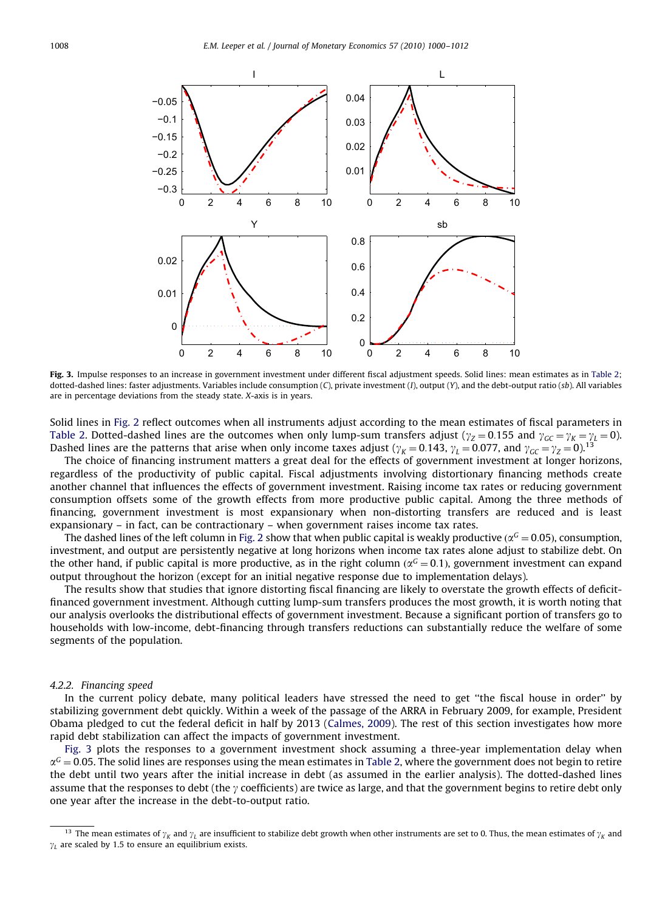**Fig. 3.** Impulse responses to an increase in government investment under different fiscal adjustment speeds. Solid lines: mean estimates as in Table 2; dotted-dashed lines: faster adjustments. Variables include consumption (*C*), private investment (*I*), output (*Y*), and the debt-output ratio (*sb*). All variables are in percentage deviations from the steady state. *X*-axis is in years.

Solid lines in Fig. 2 reflect outcomes when all instruments adjust according to the mean estimates of fiscal parameters in Table 2. Dotted-dashed lines are the outcomes when only lump-sum transfers adjust ($\gamma_Z = 0.155$ and $\gamma_{GC} = \gamma_K = \gamma_L = 0$). Dashed lines are the patterns that arise when only income taxes adjust ($\gamma_K = 0.143$, $\gamma_L = 0.077$, and $\gamma_{GC} = \gamma_Z = 0$).[13]

The choice of financing instrument matters a great deal for the effects of government investment at longer horizons, regardless of the productivity of public capital. Fiscal adjustments involving distortionary financing methods create another channel that influences the effects of government investment. Raising income tax rates or reducing government consumption offsets some of the growth effects from more productive public capital. Among the three methods of financing, government investment is most expansionary when non-distorting transfers are reduced and is least expansionary – in fact, can be contractionary – when government raises income tax rates.

The dashed lines of the left column in Fig. 2 show that when public capital is weakly productive ($\alpha^G = 0.05$), consumption, investment, and output are persistently negative at long horizons when income tax rates alone adjust to stabilize debt. On the other hand, if public capital is more productive, as in the right column ($\alpha^G = 0.1$), government investment can expand output throughout the horizon (except for an initial negative response due to implementation delays).

The results show that studies that ignore distorting fiscal financing are likely to overstate the growth effects of deficit-financed government investment. Although cutting lump-sum transfers produces the most growth, it is worth noting that our analysis overlooks the distributional effects of government investment. Because a significant portion of transfers go to households with low-income, debt-financing through transfers reductions can substantially reduce the welfare of some segments of the population.

#### 4.2.2. Financing speed

In the current policy debate, many political leaders have stressed the need to get "the fiscal house in order" by stabilizing government debt quickly. Within a week of the passage of the ARRA in February 2009, for example, President Obama pledged to cut the federal deficit in half by 2013 (Calmes, 2009). The rest of this section investigates how more rapid debt stabilization can affect the impacts of government investment.

Fig. 3 plots the responses to a government investment shock assuming a three-year implementation delay when $\alpha^G = 0.05$. The solid lines are responses using the mean estimates in Table 2, where the government does not begin to retire the debt until two years after the initial increase in debt (as assumed in the earlier analysis). The dotted-dashed lines assume that the responses to debt (the $\gamma$ coefficients) are twice as large, and that the government begins to retire debt only one year after the increase in the debt-to-output ratio.

[13] The mean estimates of $\gamma_K$ and $\gamma_L$ are insufficient to stabilize debt growth when other instruments are set to 0. Thus, the mean estimates of $\gamma_K$ and $\gamma_L$ are scaled by 1.5 to ensure an equilibrium exists.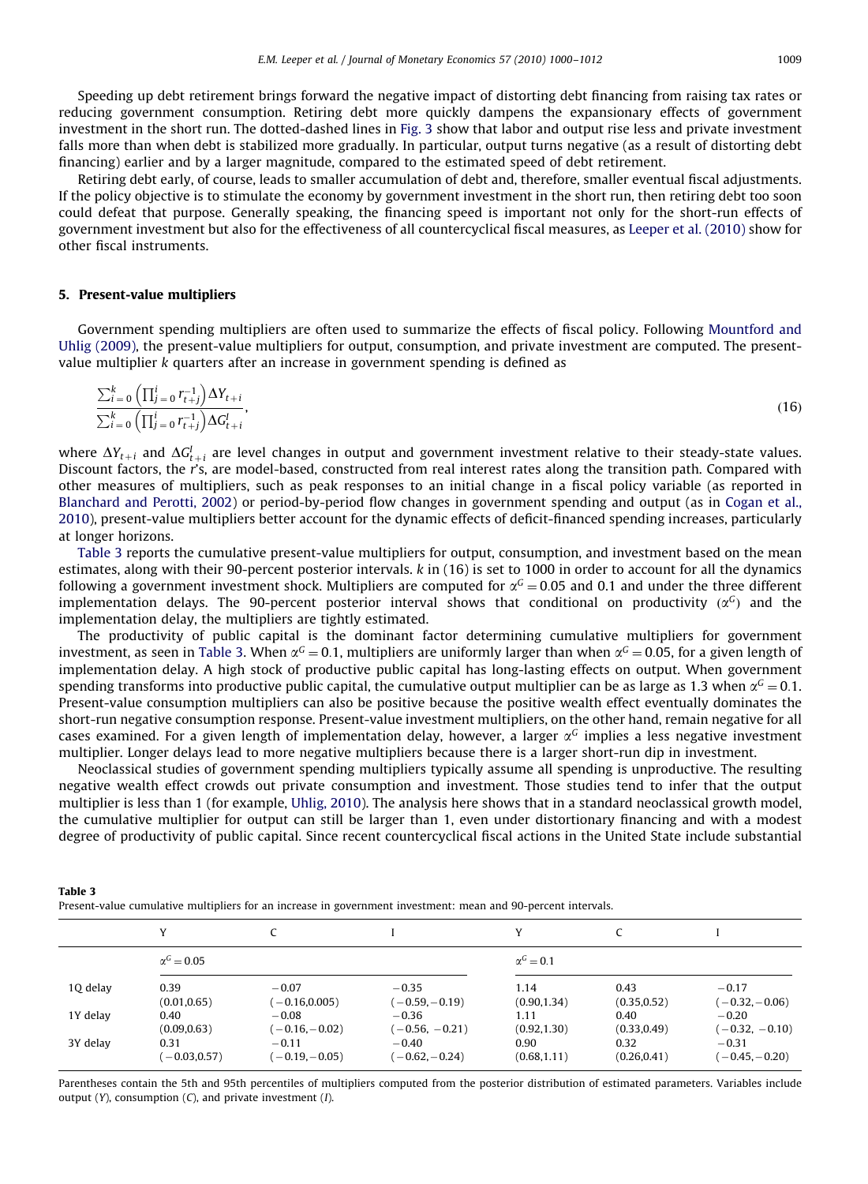Speeding up debt retirement brings forward the negative impact of distorting debt financing from raising tax rates or reducing government consumption. Retiring debt more quickly dampens the expansionary effects of government investment in the short run. The dotted-dashed lines in Fig. 3 show that labor and output rise less and private investment falls more than when debt is stabilized more gradually. In particular, output turns negative (as a result of distorting debt financing) earlier and by a larger magnitude, compared to the estimated speed of debt retirement.

Retiring debt early, of course, leads to smaller accumulation of debt and, therefore, smaller eventual fiscal adjustments. If the policy objective is to stimulate the economy by government investment in the short run, then retiring debt too soon could defeat that purpose. Generally speaking, the financing speed is important not only for the short-run effects of government investment but also for the effectiveness of all countercyclical fiscal measures, as Leeper et al. (2010) show for other fiscal instruments.

## 5. Present-value multipliers

Government spending multipliers are often used to summarize the effects of fiscal policy. Following Mountford and Uhlig (2009), the present-value multipliers for output, consumption, and private investment are computed. The present-value multiplier $k$ quarters after an increase in government spending is defined as

$$\frac{\sum_{i=0}^{k}\left(\prod_{j=0}^{i} r_{t+j}^{-1}\right)\Delta Y_{t+i}}{\sum_{i=0}^{k}\left(\prod_{j=0}^{i} r_{t+j}^{-1}\right)\Delta G_{t+i}^{I}}, \tag{16}$$

where $\Delta Y_{t+i}$ and $\Delta G_{t+i}^{I}$ are level changes in output and government investment relative to their steady-state values. Discount factors, the $r$'s, are model-based, constructed from real interest rates along the transition path. Compared with other measures of multipliers, such as peak responses to an initial change in a fiscal policy variable (as reported in Blanchard and Perotti, 2002) or period-by-period flow changes in government spending and output (as in Cogan et al., 2010), present-value multipliers better account for the dynamic effects of deficit-financed spending increases, particularly at longer horizons.

Table 3 reports the cumulative present-value multipliers for output, consumption, and investment based on the mean estimates, along with their 90-percent posterior intervals. $k$ in (16) is set to 1000 in order to account for all the dynamics following a government investment shock. Multipliers are computed for $\alpha^G = 0.05$ and 0.1 and under the three different implementation delays. The 90-percent posterior interval shows that conditional on productivity ($\alpha^G$) and the implementation delay, the multipliers are tightly estimated.

The productivity of public capital is the dominant factor determining cumulative multipliers for government investment, as seen in Table 3. When $\alpha^G = 0.1$, multipliers are uniformly larger than when $\alpha^G = 0.05$, for a given length of implementation delay. A high stock of productive public capital has long-lasting effects on output. When government spending transforms into productive public capital, the cumulative output multiplier can be as large as 1.3 when $\alpha^G = 0.1$. Present-value consumption multipliers can also be positive because the positive wealth effect eventually dominates the short-run negative consumption response. Present-value investment multipliers, on the other hand, remain negative for all cases examined. For a given length of implementation delay, however, a larger $\alpha^G$ implies a less negative investment multiplier. Longer delays lead to more negative multipliers because there is a larger short-run dip in investment.

Neoclassical studies of government spending multipliers typically assume all spending is unproductive. The resulting negative wealth effect crowds out private consumption and investment. Those studies tend to infer that the output multiplier is less than 1 (for example, Uhlig, 2010). The analysis here shows that in a standard neoclassical growth model, the cumulative multiplier for output can still be larger than 1, even under distortionary financing and with a modest degree of productivity of public capital. Since recent countercyclical fiscal actions in the United State include substantial

**Table 3**
Present-value cumulative multipliers for an increase in government investment: mean and 90-percent intervals.

| | Y | C | I | Y | C | I |
|---|---|---|---|---|---|---|
| | $\alpha^G = 0.05$ | | | $\alpha^G = 0.1$ | | |
| 1Q delay | 0.39<br>(0.01,0.65) | −0.07<br>(−0.16,0.005) | −0.35<br>(−0.59, −0.19) | 1.14<br>(0.90,1.34) | 0.43<br>(0.35,0.52) | −0.17<br>(−0.32, −0.06) |
| 1Y delay | 0.40<br>(0.09,0.63) | −0.08<br>(−0.16, −0.02) | −0.36<br>(−0.56, −0.21) | 1.11<br>(0.92,1.30) | 0.40<br>(0.33,0.49) | −0.20<br>(−0.32, −0.10) |
| 3Y delay | 0.31<br>(−0.03,0.57) | −0.11<br>(−0.19, −0.05) | −0.40<br>(−0.62, −0.24) | 0.90<br>(0.68,1.11) | 0.32<br>(0.26,0.41) | −0.31<br>(−0.45, −0.20) |

Parentheses contain the 5th and 95th percentiles of multipliers computed from the posterior distribution of estimated parameters. Variables include output ($Y$), consumption ($C$), and private investment ($I$).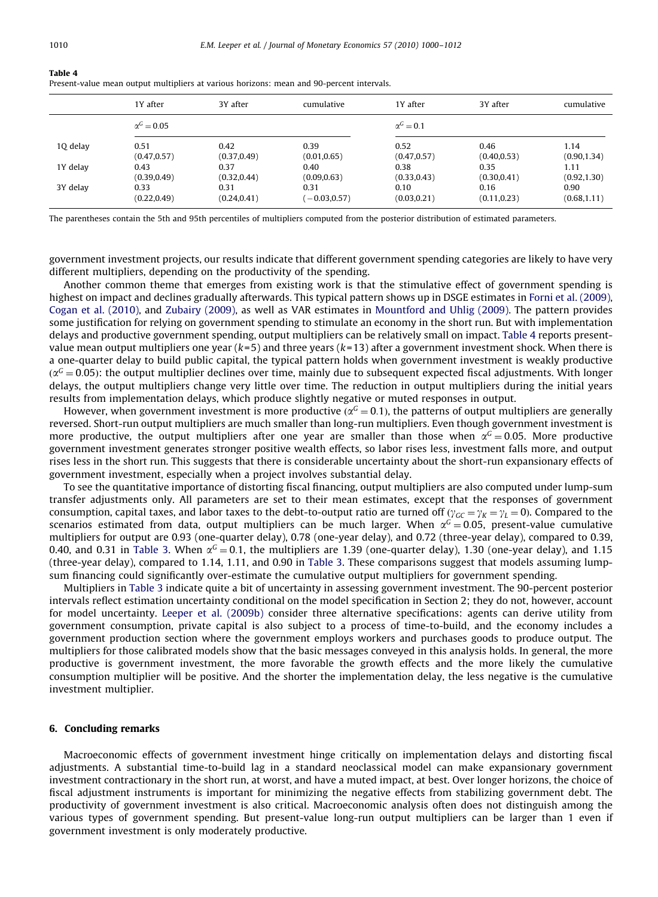**Table 4**
Present-value mean output multipliers at various horizons: mean and 90-percent intervals.

| | 1Y after | 3Y after | cumulative | 1Y after | 3Y after | cumulative |
|---|---|---|---|---|---|---|
| | $\alpha^G = 0.05$ | | | $\alpha^G = 0.1$ | | |
| 1Q delay | 0.51 (0.47,0.57) | 0.42 (0.37,0.49) | 0.39 (0.01,0.65) | 0.52 (0.47,0.57) | 0.46 (0.40,0.53) | 1.14 (0.90,1.34) |
| 1Y delay | 0.43 (0.39,0.49) | 0.37 (0.32,0.44) | 0.40 (0.09,0.63) | 0.38 (0.33,0.43) | 0.35 (0.30,0.41) | 1.11 (0.92,1.30) |
| 3Y delay | 0.33 (0.22,0.49) | 0.31 (0.24,0.41) | 0.31 (−0.03,0.57) | 0.10 (0.03,0.21) | 0.16 (0.11,0.23) | 0.90 (0.68,1.11) |

The parentheses contain the 5th and 95th percentiles of multipliers computed from the posterior distribution of estimated parameters.

government investment projects, our results indicate that different government spending categories are likely to have very different multipliers, depending on the productivity of the spending.

Another common theme that emerges from existing work is that the stimulative effect of government spending is highest on impact and declines gradually afterwards. This typical pattern shows up in DSGE estimates in Forni et al. (2009), Cogan et al. (2010), and Zubairy (2009), as well as VAR estimates in Mountford and Uhlig (2009). The pattern provides some justification for relying on government spending to stimulate an economy in the short run. But with implementation delays and productive government spending, output multipliers can be relatively small on impact. Table 4 reports present-value mean output multipliers one year ($k$=5) and three years ($k$=13) after a government investment shock. When there is a one-quarter delay to build public capital, the typical pattern holds when government investment is weakly productive ($\alpha^G = 0.05$): the output multiplier declines over time, mainly due to subsequent expected fiscal adjustments. With longer delays, the output multipliers change very little over time. The reduction in output multipliers during the initial years results from implementation delays, which produce slightly negative or muted responses in output.

However, when government investment is more productive ($\alpha^G = 0.1$), the patterns of output multipliers are generally reversed. Short-run output multipliers are much smaller than long-run multipliers. Even though government investment is more productive, the output multipliers after one year are smaller than those when $\alpha^G = 0.05$. More productive government investment generates stronger positive wealth effects, so labor rises less, investment falls more, and output rises less in the short run. This suggests that there is considerable uncertainty about the short-run expansionary effects of government investment, especially when a project involves substantial delay.

To see the quantitative importance of distorting fiscal financing, output multipliers are also computed under lump-sum transfer adjustments only. All parameters are set to their mean estimates, except that the responses of government consumption, capital taxes, and labor taxes to the debt-to-output ratio are turned off ($\gamma_{GC} = \gamma_K = \gamma_L = 0$). Compared to the scenarios estimated from data, output multipliers can be much larger. When $\alpha^G = 0.05$, present-value cumulative multipliers for output are 0.93 (one-quarter delay), 0.78 (one-year delay), and 0.72 (three-year delay), compared to 0.39, 0.40, and 0.31 in Table 3. When $\alpha^G = 0.1$, the multipliers are 1.39 (one-quarter delay), 1.30 (one-year delay), and 1.15 (three-year delay), compared to 1.14, 1.11, and 0.90 in Table 3. These comparisons suggest that models assuming lump-sum financing could significantly over-estimate the cumulative output multipliers for government spending.

Multipliers in Table 3 indicate quite a bit of uncertainty in assessing government investment. The 90-percent posterior intervals reflect estimation uncertainty conditional on the model specification in Section 2; they do not, however, account for model uncertainty. Leeper et al. (2009b) consider three alternative specifications: agents can derive utility from government consumption, private capital is also subject to a process of time-to-build, and the economy includes a government production section where the government employs workers and purchases goods to produce output. The multipliers for those calibrated models show that the basic messages conveyed in this analysis holds. In general, the more productive is government investment, the more favorable the growth effects and the more likely the cumulative consumption multiplier will be positive. And the shorter the implementation delay, the less negative is the cumulative investment multiplier.

## 6. Concluding remarks

Macroeconomic effects of government investment hinge critically on implementation delays and distorting fiscal adjustments. A substantial time-to-build lag in a standard neoclassical model can make expansionary government investment contractionary in the short run, at worst, and have a muted impact, at best. Over longer horizons, the choice of fiscal adjustment instruments is important for minimizing the negative effects from stabilizing government debt. The productivity of government investment is also critical. Macroeconomic analysis often does not distinguish among the various types of government spending. But present-value long-run output multipliers can be larger than 1 even if government investment is only moderately productive.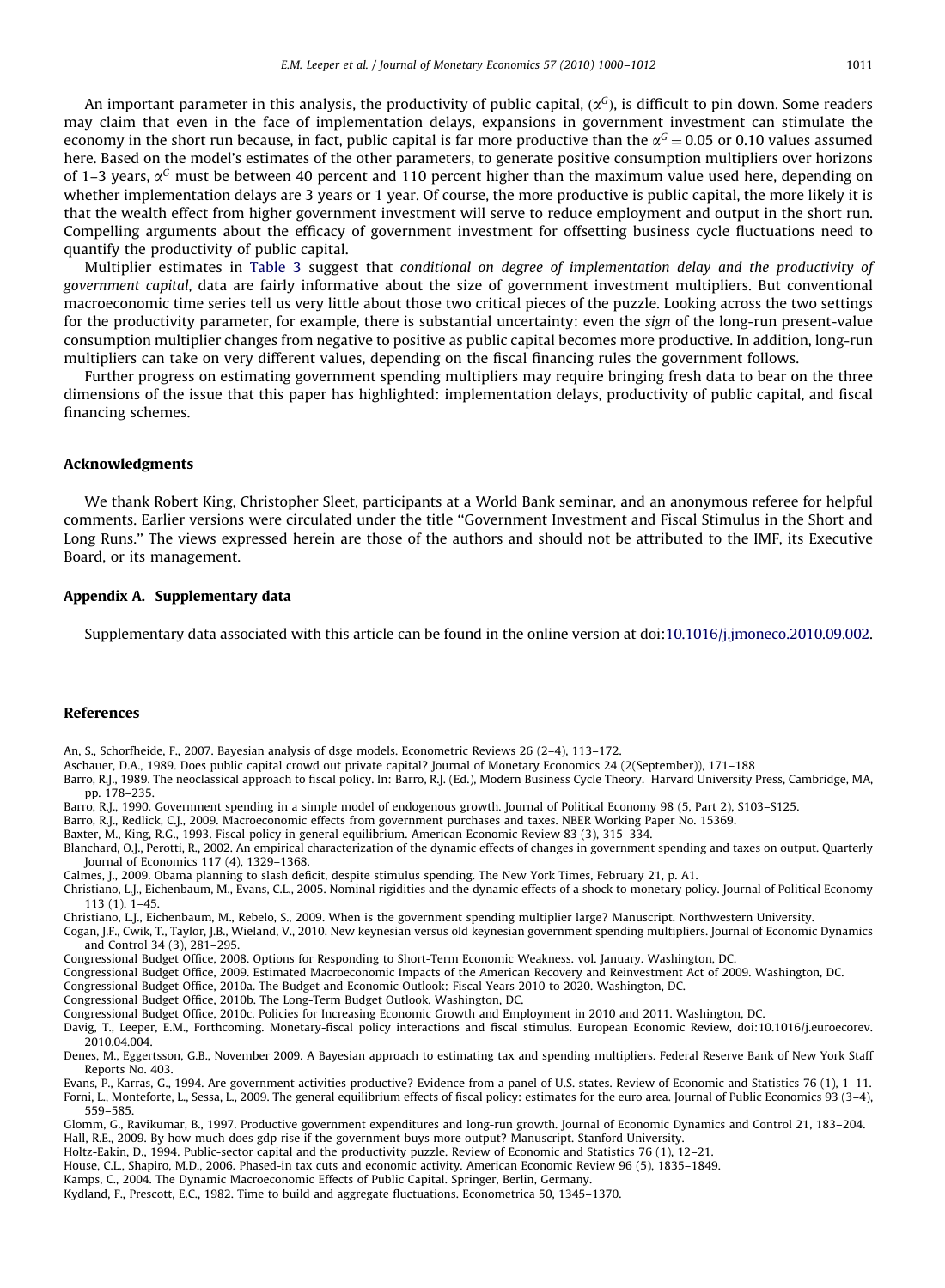An important parameter in this analysis, the productivity of public capital, ($\alpha^G$), is difficult to pin down. Some readers may claim that even in the face of implementation delays, expansions in government investment can stimulate the economy in the short run because, in fact, public capital is far more productive than the $\alpha^G = 0.05$ or 0.10 values assumed here. Based on the model's estimates of the other parameters, to generate positive consumption multipliers over horizons of 1–3 years, $\alpha^G$ must be between 40 percent and 110 percent higher than the maximum value used here, depending on whether implementation delays are 3 years or 1 year. Of course, the more productive is public capital, the more likely it is that the wealth effect from higher government investment will serve to reduce employment and output in the short run. Compelling arguments about the efficacy of government investment for offsetting business cycle fluctuations need to quantify the productivity of public capital.

Multiplier estimates in Table 3 suggest that *conditional on degree of implementation delay and the productivity of government capital*, data are fairly informative about the size of government investment multipliers. But conventional macroeconomic time series tell us very little about those two critical pieces of the puzzle. Looking across the two settings for the productivity parameter, for example, there is substantial uncertainty: even the *sign* of the long-run present-value consumption multiplier changes from negative to positive as public capital becomes more productive. In addition, long-run multipliers can take on very different values, depending on the fiscal financing rules the government follows.

Further progress on estimating government spending multipliers may require bringing fresh data to bear on the three dimensions of the issue that this paper has highlighted: implementation delays, productivity of public capital, and fiscal financing schemes.

## Acknowledgments

We thank Robert King, Christopher Sleet, participants at a World Bank seminar, and an anonymous referee for helpful comments. Earlier versions were circulated under the title ''Government Investment and Fiscal Stimulus in the Short and Long Runs.'' The views expressed herein are those of the authors and should not be attributed to the IMF, its Executive Board, or its management.

## Appendix A. Supplementary data

Supplementary data associated with this article can be found in the online version at doi:10.1016/j.jmoneco.2010.09.002.

## References

An, S., Schorfheide, F., 2007. Bayesian analysis of dsge models. Econometric Reviews 26 (2–4), 113–172.
Aschauer, D.A., 1989. Does public capital crowd out private capital? Journal of Monetary Economics 24 (2(September)), 171–188
Barro, R.J., 1989. The neoclassical approach to fiscal policy. In: Barro, R.J. (Ed.), Modern Business Cycle Theory. Harvard University Press, Cambridge, MA, pp. 178–235.
Barro, R.J., 1990. Government spending in a simple model of endogenous growth. Journal of Political Economy 98 (5, Part 2), S103–S125.
Barro, R.J., Redlick, C.J., 2009. Macroeconomic effects from government purchases and taxes. NBER Working Paper No. 15369.
Baxter, M., King, R.G., 1993. Fiscal policy in general equilibrium. American Economic Review 83 (3), 315–334.
Blanchard, O.J., Perotti, R., 2002. An empirical characterization of the dynamic effects of changes in government spending and taxes on output. Quarterly Journal of Economics 117 (4), 1329–1368.
Calmes, J., 2009. Obama planning to slash deficit, despite stimulus spending. The New York Times, February 21, p. A1.
Christiano, L.J., Eichenbaum, M., Evans, C.L., 2005. Nominal rigidities and the dynamic effects of a shock to monetary policy. Journal of Political Economy 113 (1), 1–45.
Christiano, L.J., Eichenbaum, M., Rebelo, S., 2009. When is the government spending multiplier large? Manuscript. Northwestern University.
Cogan, J.F., Cwik, T., Taylor, J.B., Wieland, V., 2010. New keynesian versus old keynesian government spending multipliers. Journal of Economic Dynamics and Control 34 (3), 281–295.
Congressional Budget Office, 2008. Options for Responding to Short-Term Economic Weakness. vol. January. Washington, DC.
Congressional Budget Office, 2009. Estimated Macroeconomic Impacts of the American Recovery and Reinvestment Act of 2009. Washington, DC.
Congressional Budget Office, 2010a. The Budget and Economic Outlook: Fiscal Years 2010 to 2020. Washington, DC.
Congressional Budget Office, 2010b. The Long-Term Budget Outlook. Washington, DC.
Congressional Budget Office, 2010c. Policies for Increasing Economic Growth and Employment in 2010 and 2011. Washington, DC.
Davig, T., Leeper, E.M., Forthcoming. Monetary-fiscal policy interactions and fiscal stimulus. European Economic Review, doi:10.1016/j.euroecorev.2010.04.004.
Denes, M., Eggertsson, G.B., November 2009. A Bayesian approach to estimating tax and spending multipliers. Federal Reserve Bank of New York Staff Reports No. 403.
Evans, P., Karras, G., 1994. Are government activities productive? Evidence from a panel of U.S. states. Review of Economic and Statistics 76 (1), 1–11.
Forni, L., Monteforte, L., Sessa, L., 2009. The general equilibrium effects of fiscal policy: estimates for the euro area. Journal of Public Economics 93 (3–4), 559–585.
Glomm, G., Ravikumar, B., 1997. Productive government expenditures and long-run growth. Journal of Economic Dynamics and Control 21, 183–204.
Hall, R.E., 2009. By how much does gdp rise if the government buys more output? Manuscript. Stanford University.
Holtz-Eakin, D., 1994. Public-sector capital and the productivity puzzle. Review of Economics and Statistics 76 (1), 12–21.
House, C.L., Shapiro, M.D., 2006. Phased-in tax cuts and economic activity. American Economic Review 96 (5), 1835–1849.
Kamps, C., 2004. The Dynamic Macroeconomic Effects of Public Capital. Springer, Berlin, Germany.
Kydland, F., Prescott, E.C., 1982. Time to build and aggregate fluctuations. Econometrica 50, 1345–1370.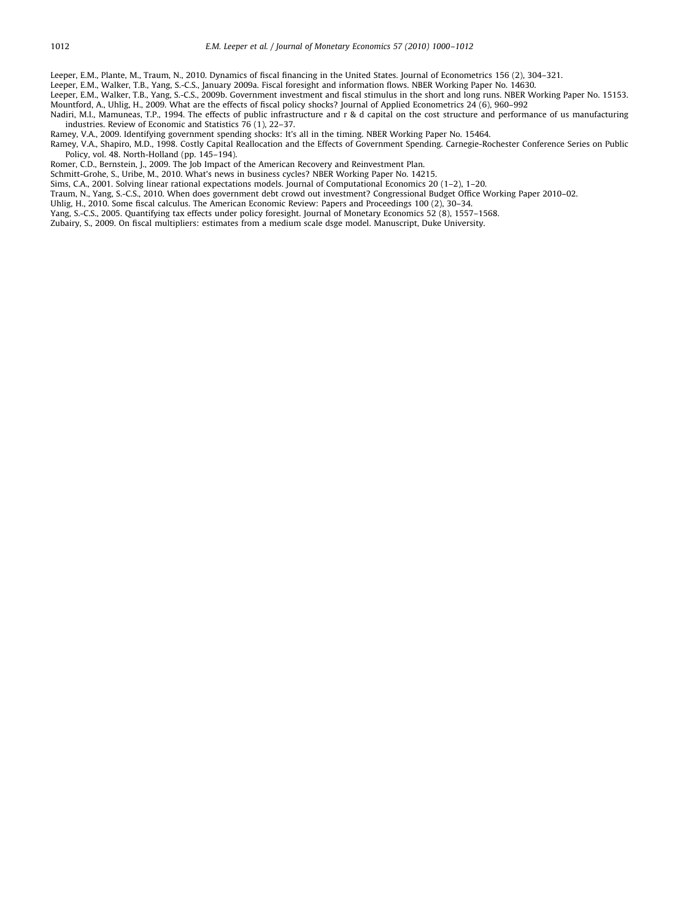Leeper, E.M., Plante, M., Traum, N., 2010. Dynamics of fiscal financing in the United States. Journal of Econometrics 156 (2), 304–321.

Leeper, E.M., Walker, T.B., Yang, S.-C.S., January 2009a. Fiscal foresight and information flows. NBER Working Paper No. 14630.

Leeper, E.M., Walker, T.B., Yang, S.-C.S., 2009b. Government investment and fiscal stimulus in the short and long runs. NBER Working Paper No. 15153.

Mountford, A., Uhlig, H., 2009. What are the effects of fiscal policy shocks? Journal of Applied Econometrics 24 (6), 960–992

Nadiri, M.I., Mamuneas, T.P., 1994. The effects of public infrastructure and r & d capital on the cost structure and performance of us manufacturing industries. Review of Economic and Statistics 76 (1), 22–37.

Ramey, V.A., 2009. Identifying government spending shocks: It's all in the timing. NBER Working Paper No. 15464.

Ramey, V.A., Shapiro, M.D., 1998. Costly Capital Reallocation and the Effects of Government Spending. Carnegie-Rochester Conference Series on Public Policy, vol. 48. North-Holland (pp. 145–194).

Romer, C.D., Bernstein, J., 2009. The Job Impact of the American Recovery and Reinvestment Plan.

Schmitt-Grohe, S., Uribe, M., 2010. What's news in business cycles? NBER Working Paper No. 14215.

Sims, C.A., 2001. Solving linear rational expectations models. Journal of Computational Economics 20 (1–2), 1–20.

Traum, N., Yang, S.-C.S., 2010. When does government debt crowd out investment? Congressional Budget Office Working Paper 2010–02.

Uhlig, H., 2010. Some fiscal calculus. The American Economic Review: Papers and Proceedings 100 (2), 30–34.

Yang, S.-C.S., 2005. Quantifying tax effects under policy foresight. Journal of Monetary Economics 52 (8), 1557–1568.

Zubairy, S., 2009. On fiscal multipliers: estimates from a medium scale dsge model. Manuscript, Duke University.